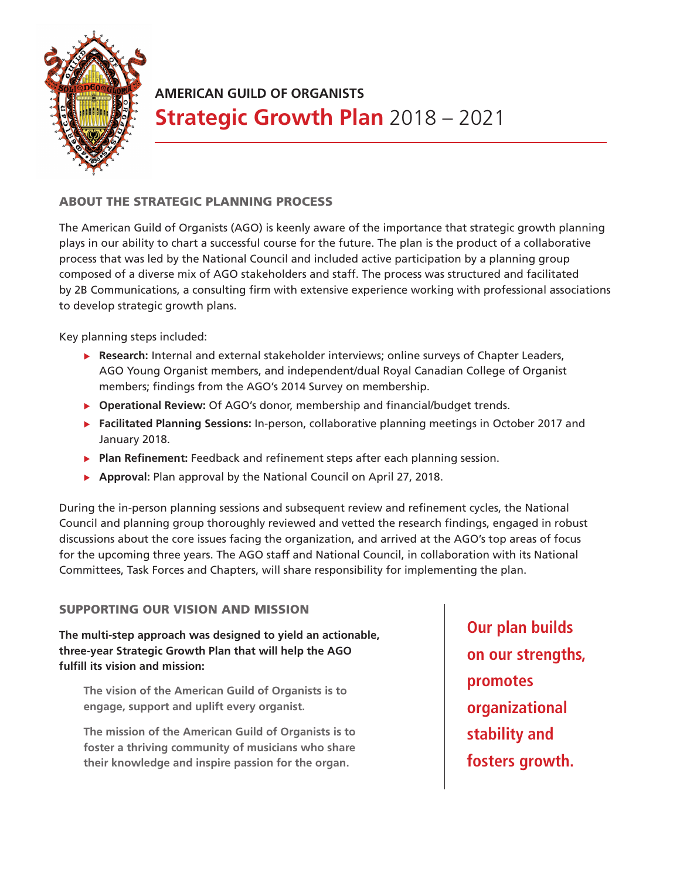# AMERICAN GUILD OF ORGANISTS

## Strategic Growth Plan 2018 – 2021

### ABOUT THE STRATEGIC PLANNING PROCESS

The American Guild of Organists (AGO) is keenly aware of the importance that strategic growth planning plays in our ability to chart a successful course for the future. The plan is the product of a collaborative process that was led by the National Council and included active participation by a planning group composed of a diverse mix of AGO stakeholders and staff. The process was structured and facilitated by 2B Communications, a consulting firm with extensive experience working with professional associations to develop strategic growth plans.

Key planning steps included:

- **Research:** Internal and external stakeholder interviews; online surveys of Chapter Leaders, AGO Young Organist members, and independent/dual Royal Canadian College of Organist members; findings from the AGO's 2014 Survey on membership.
- **Operational Review:** Of AGO's donor, membership and financial/budget trends.
- **Facilitated Planning Sessions:** In-person, collaborative planning meetings in October 2017 and January 2018.
- **Plan Refinement:** Feedback and refinement steps after each planning session.
- **Approval:** Plan approval by the National Council on April 27, 2018.

During the in-person planning sessions and subsequent review and refinement cycles, the National Council and planning group thoroughly reviewed and vetted the research findings, engaged in robust discussions about the core issues facing the organization, and arrived at the AGO's top areas of focus for the upcoming three years. The AGO staff and National Council, in collaboration with its National Committees, Task Forces and Chapters, will share responsibility for implementing the plan.

### SUPPORTING OUR VISION AND MISSION

**The multi-step approach was designed to yield an actionable, three-year Strategic Growth Plan that will help the AGO fulfill its vision and mission:**

> **The vision of the American Guild of Organists is to engage, support and uplift every organist.**
>
> **The mission of the American Guild of Organists is to foster a thriving community of musicians who share their knowledge and inspire passion for the organ.**

**Our plan builds on our strengths, promotes organizational stability and fosters growth.**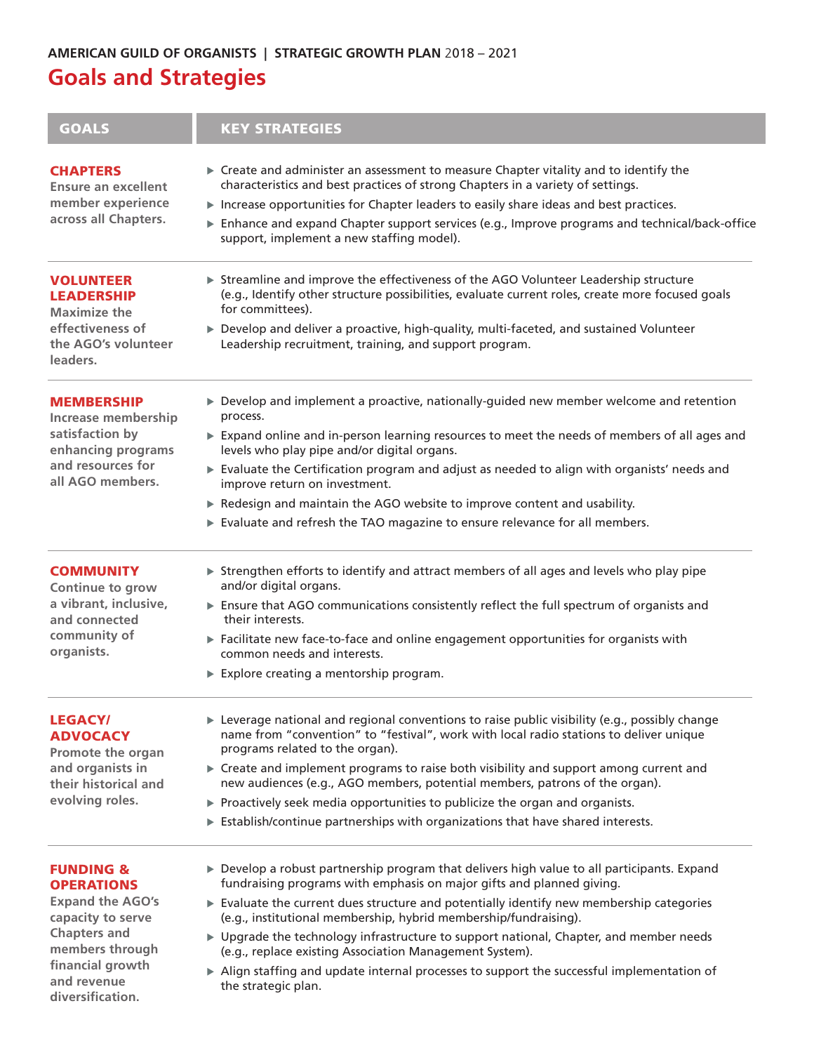**AMERICAN GUILD OF ORGANISTS | STRATEGIC GROWTH PLAN** 2018 – 2021

# Goals and Strategies

| GOALS | KEY STRATEGIES |
|---|---|
| **CHAPTERS**<br>Ensure an excellent member experience across all Chapters. | ▶ Create and administer an assessment to measure Chapter vitality and to identify the characteristics and best practices of strong Chapters in a variety of settings.<br>▶ Increase opportunities for Chapter leaders to easily share ideas and best practices.<br>▶ Enhance and expand Chapter support services (e.g., Improve programs and technical/back-office support, implement a new staffing model). |
| **VOLUNTEER LEADERSHIP**<br>Maximize the effectiveness of the AGO's volunteer leaders. | ▶ Streamline and improve the effectiveness of the AGO Volunteer Leadership structure (e.g., Identify other structure possibilities, evaluate current roles, create more focused goals for committees).<br>▶ Develop and deliver a proactive, high-quality, multi-faceted, and sustained Volunteer Leadership recruitment, training, and support program. |
| **MEMBERSHIP**<br>Increase membership satisfaction by enhancing programs and resources for all AGO members. | ▶ Develop and implement a proactive, nationally-guided new member welcome and retention process.<br>▶ Expand online and in-person learning resources to meet the needs of members of all ages and levels who play pipe and/or digital organs.<br>▶ Evaluate the Certification program and adjust as needed to align with organists' needs and improve return on investment.<br>▶ Redesign and maintain the AGO website to improve content and usability.<br>▶ Evaluate and refresh the TAO magazine to ensure relevance for all members. |
| **COMMUNITY**<br>Continue to grow a vibrant, inclusive, and connected community of organists. | ▶ Strengthen efforts to identify and attract members of all ages and levels who play pipe and/or digital organs.<br>▶ Ensure that AGO communications consistently reflect the full spectrum of organists and their interests.<br>▶ Facilitate new face-to-face and online engagement opportunities for organists with common needs and interests.<br>▶ Explore creating a mentorship program. |
| **LEGACY/ ADVOCACY**<br>Promote the organ and organists in their historical and evolving roles. | ▶ Leverage national and regional conventions to raise public visibility (e.g., possibly change name from "convention" to "festival", work with local radio stations to deliver unique programs related to the organ).<br>▶ Create and implement programs to raise both visibility and support among current and new audiences (e.g., AGO members, potential members, patrons of the organ).<br>▶ Proactively seek media opportunities to publicize the organ and organists.<br>▶ Establish/continue partnerships with organizations that have shared interests. |
| **FUNDING & OPERATIONS**<br>Expand the AGO's capacity to serve Chapters and members through financial growth and revenue diversification. | ▶ Develop a robust partnership program that delivers high value to all participants. Expand fundraising programs with emphasis on major gifts and planned giving.<br>▶ Evaluate the current dues structure and potentially identify new membership categories (e.g., institutional membership, hybrid membership/fundraising).<br>▶ Upgrade the technology infrastructure to support national, Chapter, and member needs (e.g., replace existing Association Management System).<br>▶ Align staffing and update internal processes to support the successful implementation of the strategic plan. |